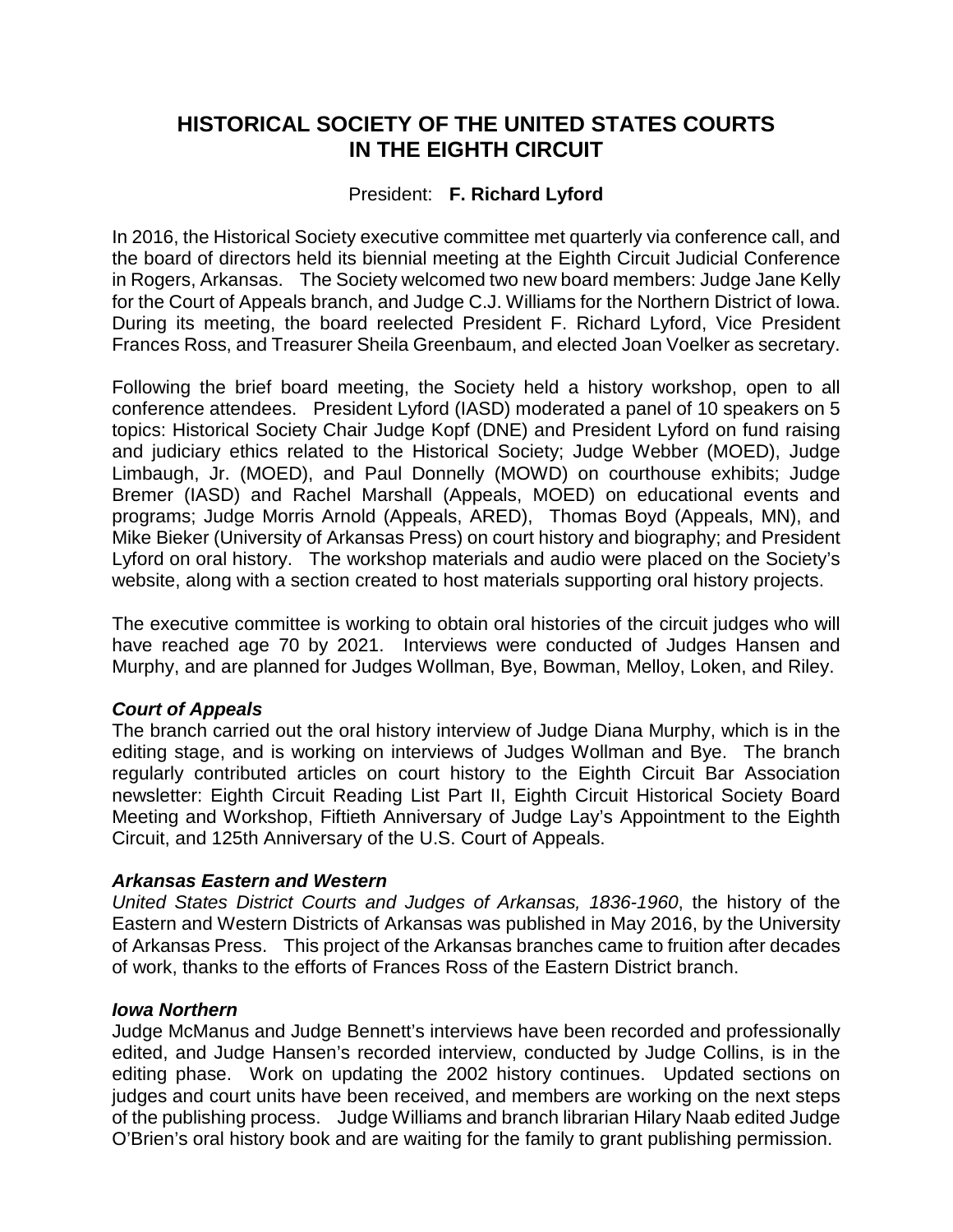# HISTORICAL SOCIETY OF THE UNITED STATES COURTS IN THE EIGHTH CIRCUIT

President: **F. Richard Lyford**

In 2016, the Historical Society executive committee met quarterly via conference call, and the board of directors held its biennial meeting at the Eighth Circuit Judicial Conference in Rogers, Arkansas. The Society welcomed two new board members: Judge Jane Kelly for the Court of Appeals branch, and Judge C.J. Williams for the Northern District of Iowa. During its meeting, the board reelected President F. Richard Lyford, Vice President Frances Ross, and Treasurer Sheila Greenbaum, and elected Joan Voelker as secretary.

Following the brief board meeting, the Society held a history workshop, open to all conference attendees. President Lyford (IASD) moderated a panel of 10 speakers on 5 topics: Historical Society Chair Judge Kopf (DNE) and President Lyford on fund raising and judiciary ethics related to the Historical Society; Judge Webber (MOED), Judge Limbaugh, Jr. (MOED), and Paul Donnelly (MOWD) on courthouse exhibits; Judge Bremer (IASD) and Rachel Marshall (Appeals, MOED) on educational events and programs; Judge Morris Arnold (Appeals, ARED), Thomas Boyd (Appeals, MN), and Mike Bieker (University of Arkansas Press) on court history and biography; and President Lyford on oral history. The workshop materials and audio were placed on the Society's website, along with a section created to host materials supporting oral history projects.

The executive committee is working to obtain oral histories of the circuit judges who will have reached age 70 by 2021. Interviews were conducted of Judges Hansen and Murphy, and are planned for Judges Wollman, Bye, Bowman, Melloy, Loken, and Riley.

### *Court of Appeals*

The branch carried out the oral history interview of Judge Diana Murphy, which is in the editing stage, and is working on interviews of Judges Wollman and Bye. The branch regularly contributed articles on court history to the Eighth Circuit Bar Association newsletter: Eighth Circuit Reading List Part II, Eighth Circuit Historical Society Board Meeting and Workshop, Fiftieth Anniversary of Judge Lay's Appointment to the Eighth Circuit, and 125th Anniversary of the U.S. Court of Appeals.

### *Arkansas Eastern and Western*

*United States District Courts and Judges of Arkansas, 1836-1960*, the history of the Eastern and Western Districts of Arkansas was published in May 2016, by the University of Arkansas Press. This project of the Arkansas branches came to fruition after decades of work, thanks to the efforts of Frances Ross of the Eastern District branch.

### *Iowa Northern*

Judge McManus and Judge Bennett's interviews have been recorded and professionally edited, and Judge Hansen's recorded interview, conducted by Judge Collins, is in the editing phase. Work on updating the 2002 history continues. Updated sections on judges and court units have been received, and members are working on the next steps of the publishing process. Judge Williams and branch librarian Hilary Naab edited Judge O'Brien's oral history book and are waiting for the family to grant publishing permission.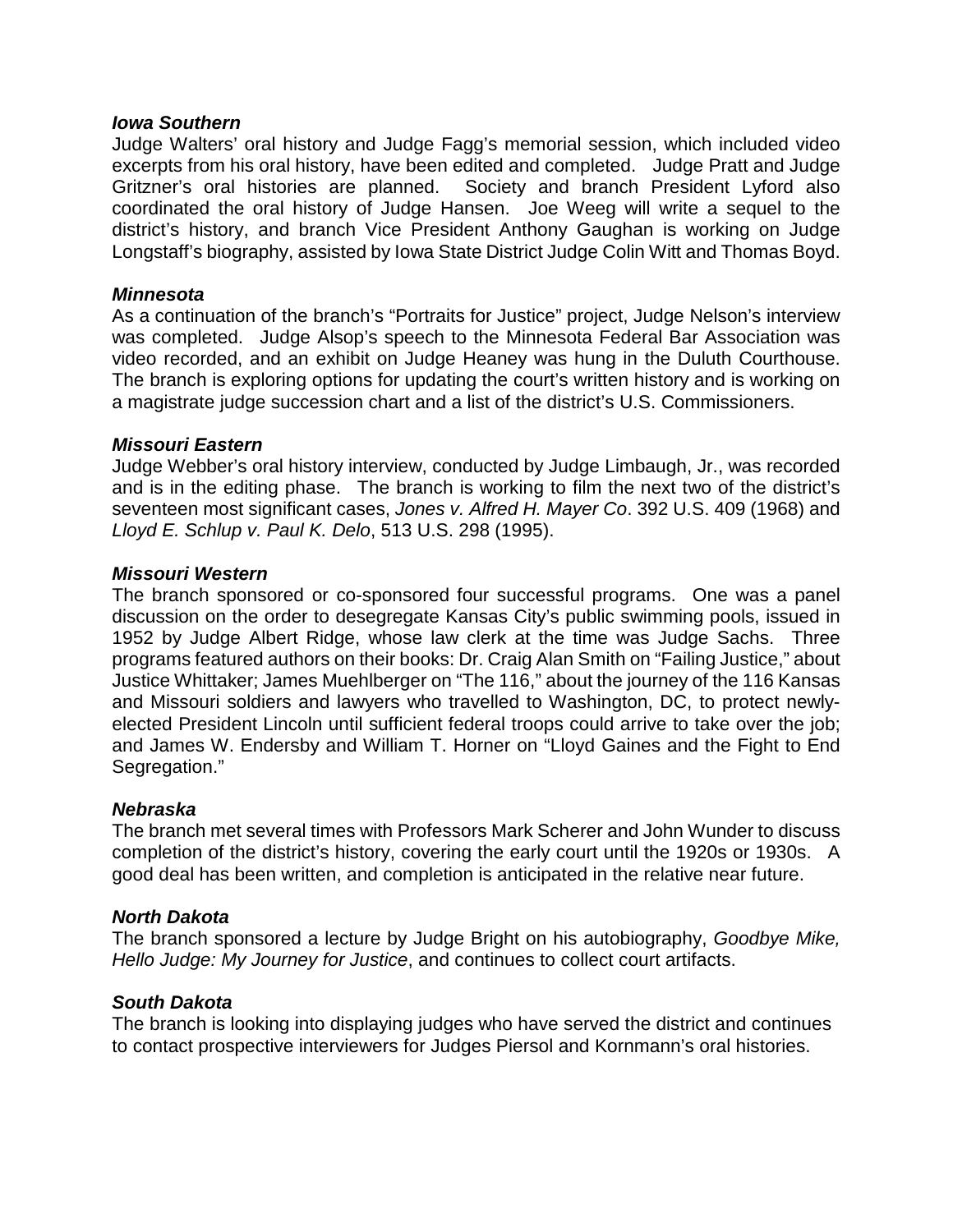### *Iowa Southern*

Judge Walters' oral history and Judge Fagg's memorial session, which included video excerpts from his oral history, have been edited and completed. Judge Pratt and Judge Gritzner's oral histories are planned. Society and branch President Lyford also coordinated the oral history of Judge Hansen. Joe Weeg will write a sequel to the district's history, and branch Vice President Anthony Gaughan is working on Judge Longstaff's biography, assisted by Iowa State District Judge Colin Witt and Thomas Boyd.

### *Minnesota*

As a continuation of the branch's "Portraits for Justice" project, Judge Nelson's interview was completed. Judge Alsop's speech to the Minnesota Federal Bar Association was video recorded, and an exhibit on Judge Heaney was hung in the Duluth Courthouse. The branch is exploring options for updating the court's written history and is working on a magistrate judge succession chart and a list of the district's U.S. Commissioners.

### *Missouri Eastern*

Judge Webber's oral history interview, conducted by Judge Limbaugh, Jr., was recorded and is in the editing phase. The branch is working to film the next two of the district's seventeen most significant cases, *Jones v. Alfred H. Mayer Co*. 392 U.S. 409 (1968) and *Lloyd E. Schlup v. Paul K. Delo*, 513 U.S. 298 (1995).

### *Missouri Western*

The branch sponsored or co-sponsored four successful programs. One was a panel discussion on the order to desegregate Kansas City's public swimming pools, issued in 1952 by Judge Albert Ridge, whose law clerk at the time was Judge Sachs. Three programs featured authors on their books: Dr. Craig Alan Smith on "Failing Justice," about Justice Whittaker; James Muehlberger on "The 116," about the journey of the 116 Kansas and Missouri soldiers and lawyers who travelled to Washington, DC, to protect newly-elected President Lincoln until sufficient federal troops could arrive to take over the job; and James W. Endersby and William T. Horner on "Lloyd Gaines and the Fight to End Segregation."

### *Nebraska*

The branch met several times with Professors Mark Scherer and John Wunder to discuss completion of the district's history, covering the early court until the 1920s or 1930s. A good deal has been written, and completion is anticipated in the relative near future.

### *North Dakota*

The branch sponsored a lecture by Judge Bright on his autobiography, *Goodbye Mike, Hello Judge: My Journey for Justice*, and continues to collect court artifacts.

### *South Dakota*

The branch is looking into displaying judges who have served the district and continues to contact prospective interviewers for Judges Piersol and Kornmann's oral histories.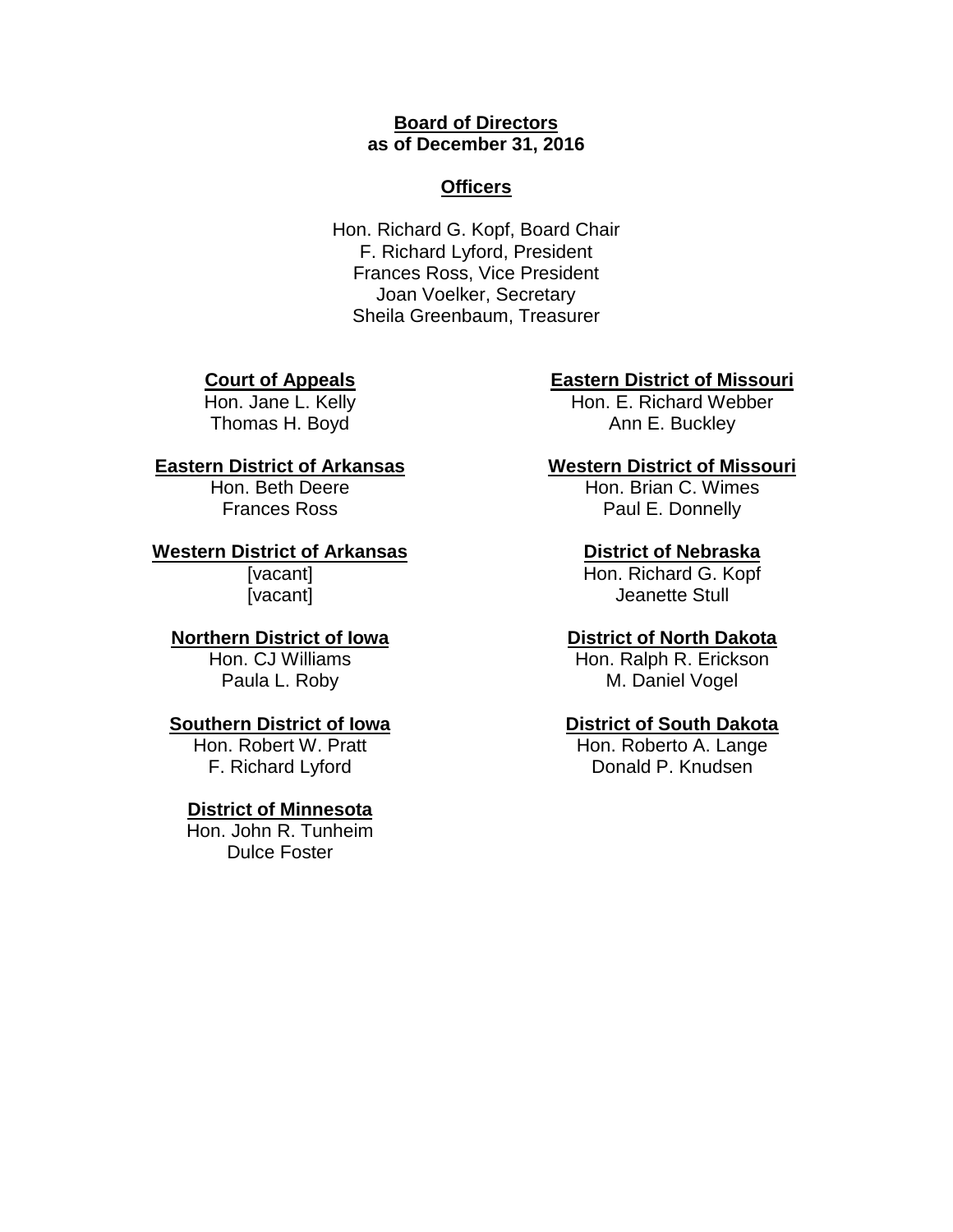**Board of Directors**
**as of December 31, 2016**

**Officers**

Hon. Richard G. Kopf, Board Chair
F. Richard Lyford, President
Frances Ross, Vice President
Joan Voelker, Secretary
Sheila Greenbaum, Treasurer

**Court of Appeals**
Hon. Jane L. Kelly
Thomas H. Boyd

**Eastern District of Arkansas**
Hon. Beth Deere
Frances Ross

**Western District of Arkansas**
[vacant]
[vacant]

**Northern District of Iowa**
Hon. CJ Williams
Paula L. Roby

**Southern District of Iowa**
Hon. Robert W. Pratt
F. Richard Lyford

**District of Minnesota**
Hon. John R. Tunheim
Dulce Foster

**Eastern District of Missouri**
Hon. E. Richard Webber
Ann E. Buckley

**Western District of Missouri**
Hon. Brian C. Wimes
Paul E. Donnelly

**District of Nebraska**
Hon. Richard G. Kopf
Jeanette Stull

**District of North Dakota**
Hon. Ralph R. Erickson
M. Daniel Vogel

**District of South Dakota**
Hon. Roberto A. Lange
Donald P. Knudsen